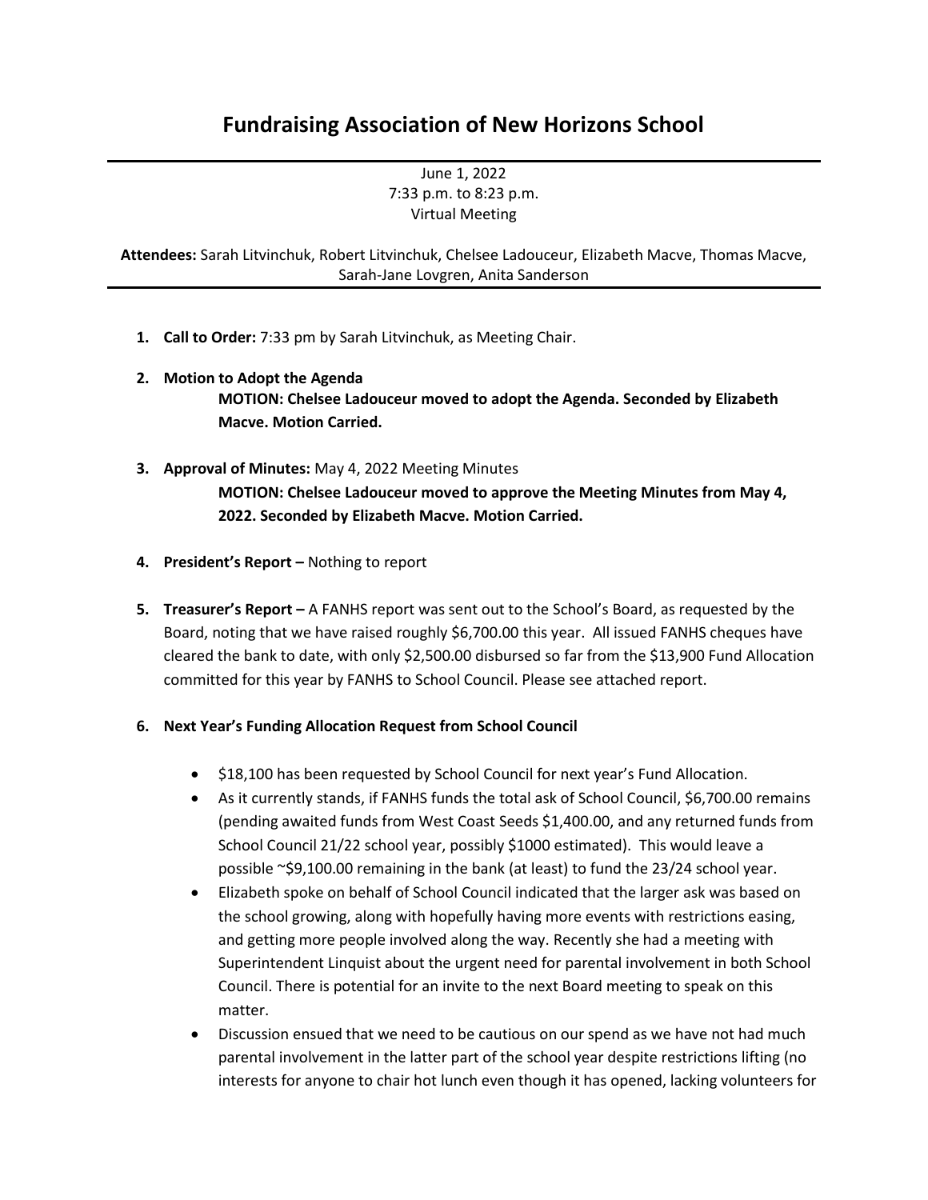# Fundraising Association of New Horizons School

June 1, 2022
7:33 p.m. to 8:23 p.m.
Virtual Meeting

**Attendees:** Sarah Litvinchuk, Robert Litvinchuk, Chelsee Ladouceur, Elizabeth Macve, Thomas Macve, Sarah-Jane Lovgren, Anita Sanderson

1. **Call to Order:** 7:33 pm by Sarah Litvinchuk, as Meeting Chair.

2. **Motion to Adopt the Agenda**

   **MOTION: Chelsee Ladouceur moved to adopt the Agenda. Seconded by Elizabeth Macve. Motion Carried.**

3. **Approval of Minutes:** May 4, 2022 Meeting Minutes

   **MOTION: Chelsee Ladouceur moved to approve the Meeting Minutes from May 4, 2022. Seconded by Elizabeth Macve. Motion Carried.**

4. **President's Report –** Nothing to report

5. **Treasurer's Report –** A FANHS report was sent out to the School's Board, as requested by the Board, noting that we have raised roughly $6,700.00 this year. All issued FANHS cheques have cleared the bank to date, with only $2,500.00 disbursed so far from the $13,900 Fund Allocation committed for this year by FANHS to School Council. Please see attached report.

6. **Next Year's Funding Allocation Request from School Council**

   - $18,100 has been requested by School Council for next year's Fund Allocation.
   - As it currently stands, if FANHS funds the total ask of School Council, $6,700.00 remains (pending awaited funds from West Coast Seeds $1,400.00, and any returned funds from School Council 21/22 school year, possibly $1000 estimated). This would leave a possible ~$9,100.00 remaining in the bank (at least) to fund the 23/24 school year.
   - Elizabeth spoke on behalf of School Council indicated that the larger ask was based on the school growing, along with hopefully having more events with restrictions easing, and getting more people involved along the way. Recently she had a meeting with Superintendent Linquist about the urgent need for parental involvement in both School Council. There is potential for an invite to the next Board meeting to speak on this matter.
   - Discussion ensued that we need to be cautious on our spend as we have not had much parental involvement in the latter part of the school year despite restrictions lifting (no interests for anyone to chair hot lunch even though it has opened, lacking volunteers for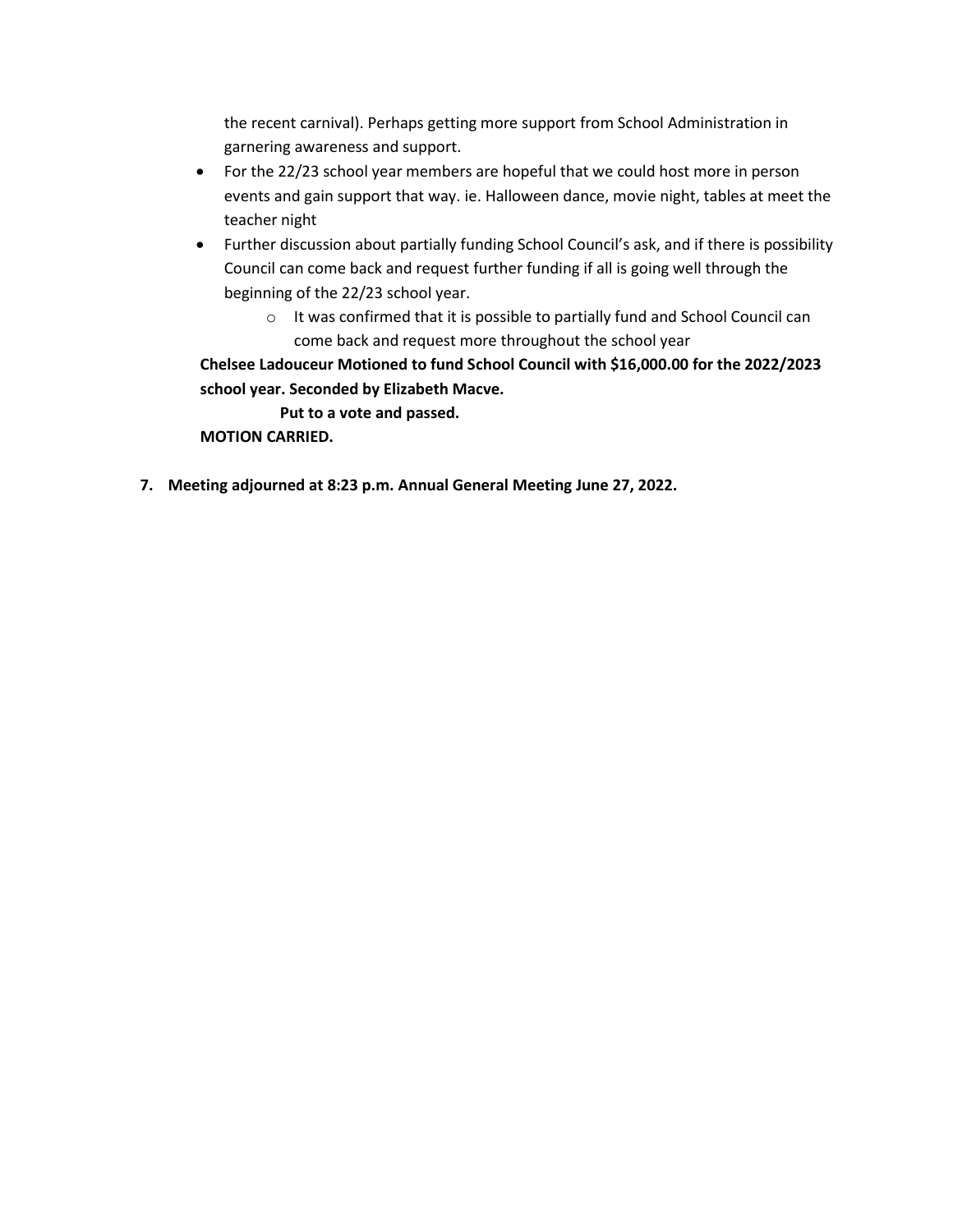the recent carnival). Perhaps getting more support from School Administration in garnering awareness and support.

- For the 22/23 school year members are hopeful that we could host more in person events and gain support that way. ie. Halloween dance, movie night, tables at meet the teacher night
- Further discussion about partially funding School Council's ask, and if there is possibility Council can come back and request further funding if all is going well through the beginning of the 22/23 school year.
  - It was confirmed that it is possible to partially fund and School Council can come back and request more throughout the school year

**Chelsee Ladouceur Motioned to fund School Council with $16,000.00 for the 2022/2023 school year. Seconded by Elizabeth Macve.**

**Put to a vote and passed.**

**MOTION CARRIED.**

**7. Meeting adjourned at 8:23 p.m. Annual General Meeting June 27, 2022.**